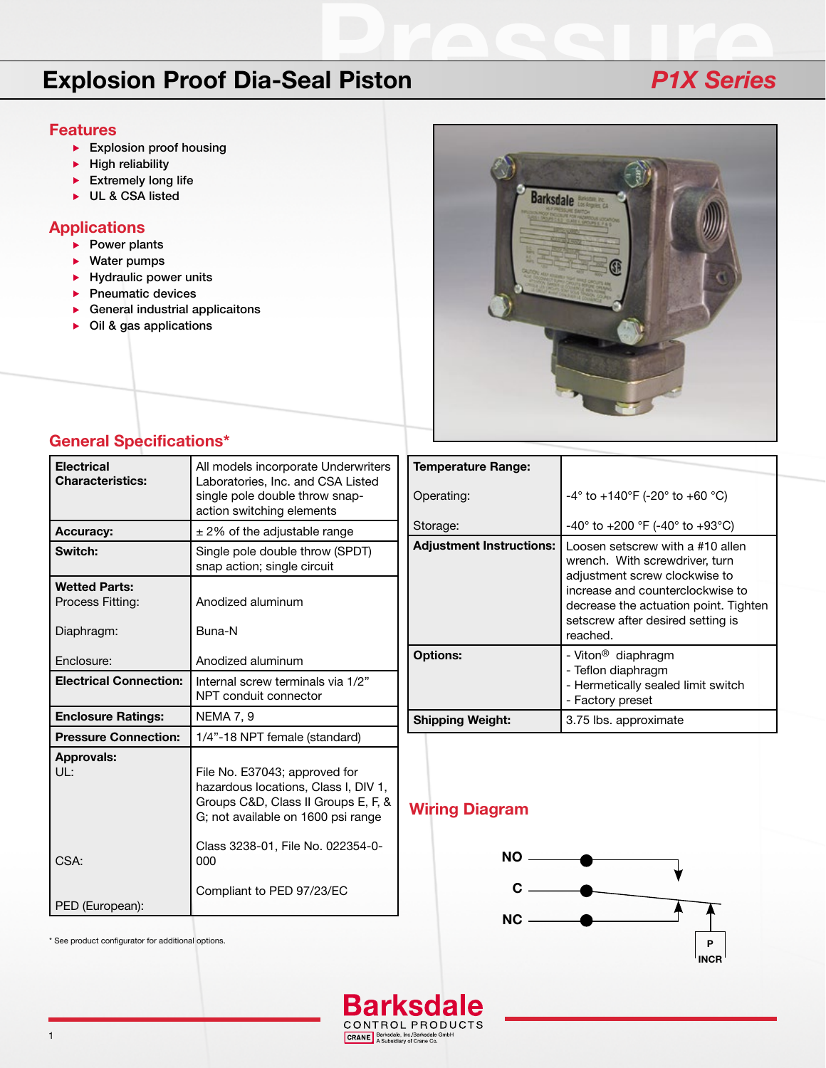# Explosion Proof Dia-Seal Piston

## P1X Series

## Features

- Explosion proof housing
- High reliability
- Extremely long life
- UL & CSA listed

## Applications

- Power plants
- Water pumps
- Hydraulic power units
- Pneumatic devices
- General industrial applicaitons
- Oil & gas applications

## General Specifications*

| | |
|---|---|
| **Electrical Characteristics:** | All models incorporate Underwriters Laboratories, Inc. and CSA Listed single pole double throw snap-action switching elements |
| **Accuracy:** | ± 2% of the adjustable range |
| **Switch:** | Single pole double throw (SPDT) snap action; single circuit |
| **Wetted Parts:** | |
| Process Fitting: | Anodized aluminum |
| Diaphragm: | Buna-N |
| Enclosure: | Anodized aluminum |
| **Electrical Connection:** | Internal screw terminals via 1/2" NPT conduit connector |
| **Enclosure Ratings:** | NEMA 7, 9 |
| **Pressure Connection:** | 1/4"-18 NPT female (standard) |
| **Approvals:** | |
| UL: | File No. E37043; approved for hazardous locations, Class I, DIV 1, Groups C&D, Class II Groups E, F, & G; not available on 1600 psi range |
| CSA: | Class 3238-01, File No. 022354-0-000 |
| PED (European): | Compliant to PED 97/23/EC |

| | |
|---|---|
| **Temperature Range:** | |
| Operating: | -4° to +140°F (-20° to +60 °C) |
| Storage: | -40° to +200 °F (-40° to +93°C) |
| **Adjustment Instructions:** | Loosen setscrew with a #10 allen wrench. With screwdriver, turn adjustment screw clockwise to increase and counterclockwise to decrease the actuation point. Tighten setscrew after desired setting is reached. |
| **Options:** | - Viton® diaphragm<br>- Teflon diaphragm<br>- Hermetically sealed limit switch<br>- Factory preset |
| **Shipping Weight:** | 3.75 lbs. approximate |

* See product configurator for additional options.

## Wiring Diagram

NO
C
NC
P INCR

Barksdale CONTROL PRODUCTS
CRANE Barksdale, Inc./Barksdale GmbH A Subsidiary of Crane Co.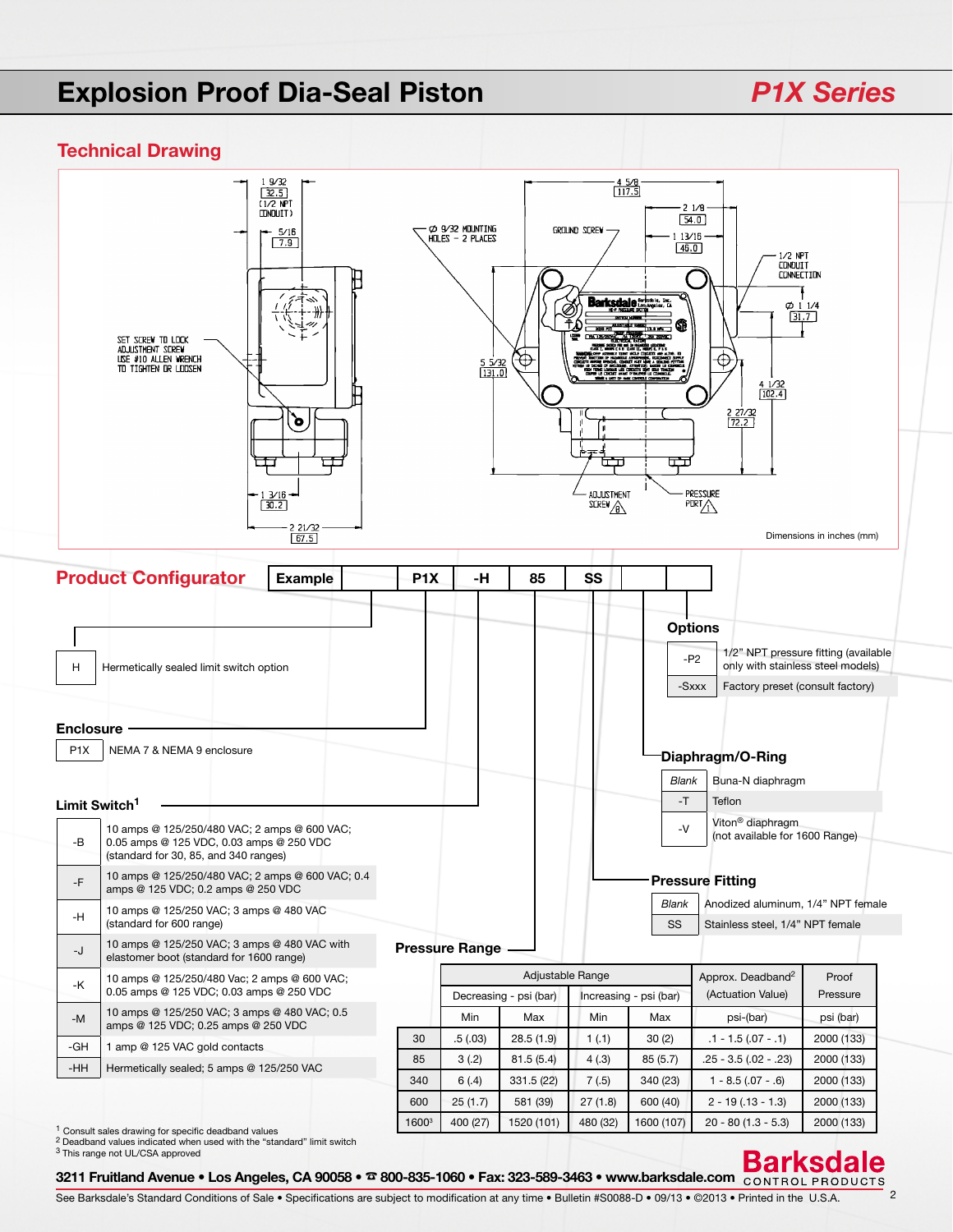# Explosion Proof Dia-Seal Piston

## P1X Series

## Technical Drawing

1 9/32
32.5
(1/2 NPT CONDUIT)
5/16
7.9
SET SCREW TO LOCK ADJUSTMENT SCREW USE #10 ALLEN WRENCH TO TIGHTEN OR LOOSEN
1 3/16
30.2
2 21/32
67.5
Ø 9/32 MOUNTING HOLES - 2 PLACES
GROUND SCREW
4 5/8
117.5
2 1/8
54.0
1 13/16
46.0
1/2 NPT CONDUIT CONNECTION
Ø 1 1/4
31.7
5 5/32
131.0
4 1/32
102.4
2 27/32
72.2
ADJUSTMENT SCREW
PRESSURE PORT

Dimensions in inches (mm)

## Product Configurator

| Example | | P1X | -H | 85 | SS | | |
|---|---|---|---|---|---|---|---|

| | |
|---|---|
| H | Hermetically sealed limit switch option |

### Enclosure

| | |
|---|---|
| P1X | NEMA 7 & NEMA 9 enclosure |

### Limit Switch[1]

| | |
|---|---|
| -B | 10 amps @ 125/250/480 VAC; 2 amps @ 600 VAC; 0.05 amps @ 125 VDC, 0.03 amps @ 250 VDC (standard for 30, 85, and 340 ranges) |
| -F | 10 amps @ 125/250/480 VAC; 2 amps @ 600 VAC; 0.4 amps @ 125 VDC; 0.2 amps @ 250 VDC |
| -H | 10 amps @ 125/250 VAC; 3 amps @ 480 VAC (standard for 600 range) |
| -J | 10 amps @ 125/250 VAC; 3 amps @ 480 VAC with elastomer boot (standard for 1600 range) |
| -K | 10 amps @ 125/250/480 Vac; 2 amps @ 600 VAC; 0.05 amps @ 125 VDC; 0.03 amps @ 250 VDC |
| -M | 10 amps @ 125/250 VAC; 3 amps @ 480 VAC; 0.5 amps @ 125 VDC; 0.25 amps @ 250 VDC |
| -GH | 1 amp @ 125 VAC gold contacts |
| -HH | Hermetically sealed; 5 amps @ 125/250 VAC |

### Options

| | |
|---|---|
| -P2 | 1/2" NPT pressure fitting (available only with stainless steel models) |
| -Sxxx | Factory preset (consult factory) |

### Diaphragm/O-Ring

| | |
|---|---|
| *Blank* | Buna-N diaphragm |
| -T | Teflon |
| -V | Viton® diaphragm (not available for 1600 Range) |

### Pressure Fitting

| | |
|---|---|
| *Blank* | Anodized aluminum, 1/4" NPT female |
| SS | Stainless steel, 1/4" NPT female |

### Pressure Range

| | Adjustable Range | | | | Approx. Deadband[2] (Actuation Value) | Proof Pressure |
|---|---|---|---|---|---|---|
| | Decreasing - psi (bar) | | Increasing - psi (bar) | | | |
| | Min | Max | Min | Max | psi-(bar) | psi (bar) |
| 30 | .5 (.03) | 28.5 (1.9) | 1 (.1) | 30 (2) | .1 - 1.5 (.07 - .1) | 2000 (133) |
| 85 | 3 (.2) | 81.5 (5.4) | 4 (.3) | 85 (5.7) | .25 - 3.5 (.02 - .23) | 2000 (133) |
| 340 | 6 (.4) | 331.5 (22) | 7 (.5) | 340 (23) | 1 - 8.5 (.07 - .6) | 2000 (133) |
| 600 | 25 (1.7) | 581 (39) | 27 (1.8) | 600 (40) | 2 - 19 (.13 - 1.3) | 2000 (133) |
| 1600[3] | 400 (27) | 1520 (101) | 480 (32) | 1600 (107) | 20 - 80 (1.3 - 5.3) | 2000 (133) |

[1] Consult sales drawing for specific deadband values
[2] Deadband values indicated when used with the "standard" limit switch
[3] This range not UL/CSA approved

3211 Fruitland Avenue • Los Angeles, CA 90058 • ☎ 800-835-1060 • Fax: 323-589-3463 • www.barksdale.com

Barksdale CONTROL PRODUCTS

See Barksdale's Standard Conditions of Sale • Specifications are subject to modification at any time • Bulletin #S0088-D • 09/13 • ©2013 • Printed in the U.S.A.